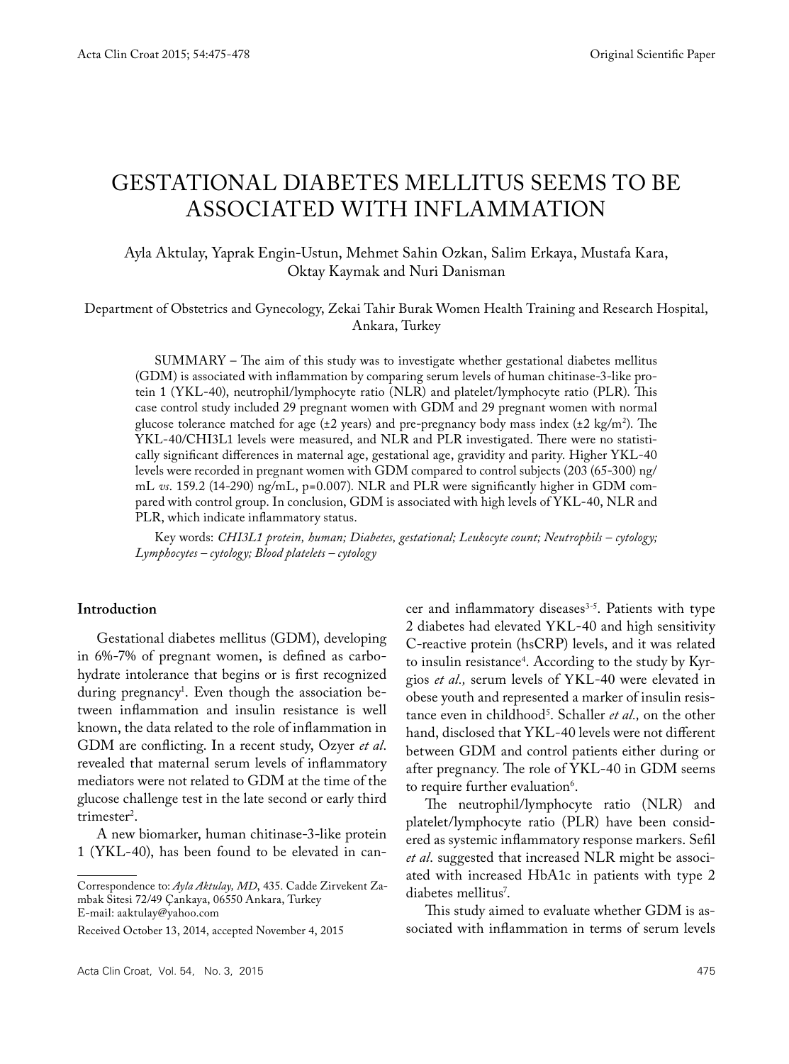# GESTATIONAL DIABETES MELLITUS SEEMS TO BE ASSOCIATED WITH INFLAMMATION

Ayla Aktulay, Yaprak Engin-Ustun, Mehmet Sahin Ozkan, Salim Erkaya, Mustafa Kara, Oktay Kaymak and Nuri Danisman

Department of Obstetrics and Gynecology, Zekai Tahir Burak Women Health Training and Research Hospital, Ankara, Turkey

SUMMARY – The aim of this study was to investigate whether gestational diabetes mellitus (GDM) is associated with inflammation by comparing serum levels of human chitinase-3-like protein 1 (YKL-40), neutrophil/lymphocyte ratio (NLR) and platelet/lymphocyte ratio (PLR). This case control study included 29 pregnant women with GDM and 29 pregnant women with normal glucose tolerance matched for age (±2 years) and pre-pregnancy body mass index (±2 kg/m$^2$). The YKL-40/CHI3L1 levels were measured, and NLR and PLR investigated. There were no statistically significant differences in maternal age, gestational age, gravidity and parity. Higher YKL-40 levels were recorded in pregnant women with GDM compared to control subjects (203 (65-300) ng/mL *vs*. 159.2 (14-290) ng/mL, p=0.007). NLR and PLR were significantly higher in GDM compared with control group. In conclusion, GDM is associated with high levels of YKL-40, NLR and PLR, which indicate inflammatory status.

Key words: *CHI3L1 protein, human; Diabetes, gestational; Leukocyte count; Neutrophils – cytology; Lymphocytes – cytology; Blood platelets – cytology*

## Introduction

Gestational diabetes mellitus (GDM), developing in 6%-7% of pregnant women, is defined as carbohydrate intolerance that begins or is first recognized during pregnancy[1]. Even though the association between inflammation and insulin resistance is well known, the data related to the role of inflammation in GDM are conflicting. In a recent study, Ozyer *et al*. revealed that maternal serum levels of inflammatory mediators were not related to GDM at the time of the glucose challenge test in the late second or early third trimester[2].

A new biomarker, human chitinase-3-like protein 1 (YKL-40), has been found to be elevated in cancer and inflammatory diseases[3-5]. Patients with type 2 diabetes had elevated YKL-40 and high sensitivity C-reactive protein (hsCRP) levels, and it was related to insulin resistance[4]. According to the study by Kyrgios *et al.,* serum levels of YKL-40 were elevated in obese youth and represented a marker of insulin resistance even in childhood[5]. Schaller *et al.,* on the other hand, disclosed that YKL-40 levels were not different between GDM and control patients either during or after pregnancy. The role of YKL-40 in GDM seems to require further evaluation[6].

The neutrophil/lymphocyte ratio (NLR) and platelet/lymphocyte ratio (PLR) have been considered as systemic inflammatory response markers. Sefil *et al*. suggested that increased NLR might be associated with increased HbA1c in patients with type 2 diabetes mellitus[7].

This study aimed to evaluate whether GDM is associated with inflammation in terms of serum levels

---

Correspondence to: *Ayla Aktulay, MD*, 435. Cadde Zirvekent Zambak Sitesi 72/49 Çankaya, 06550 Ankara, Turkey
E-mail: aaktulay@yahoo.com

Received October 13, 2014, accepted November 4, 2015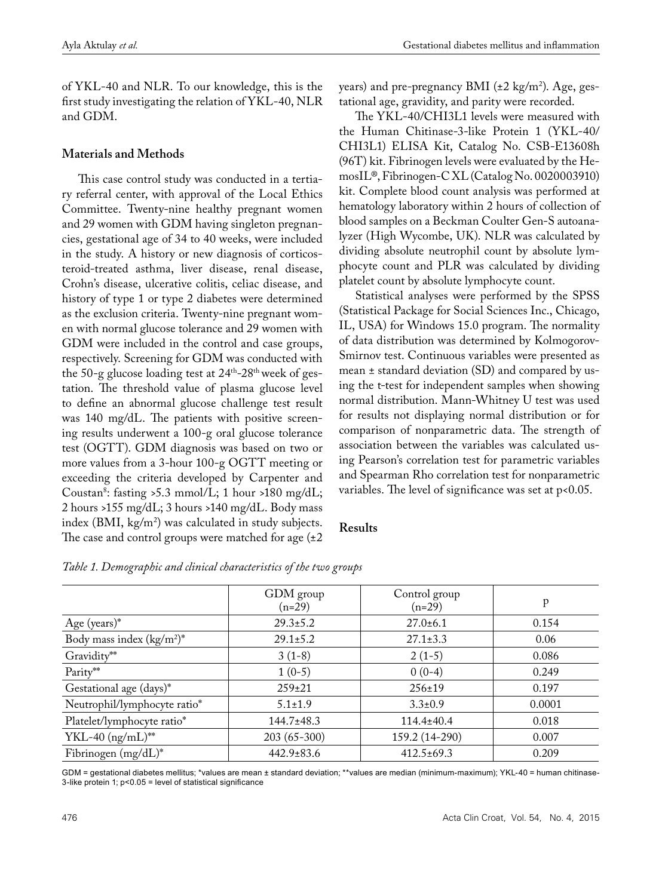of YKL-40 and NLR. To our knowledge, this is the first study investigating the relation of YKL-40, NLR and GDM.

## Materials and Methods

This case control study was conducted in a tertiary referral center, with approval of the Local Ethics Committee. Twenty-nine healthy pregnant women and 29 women with GDM having singleton pregnancies, gestational age of 34 to 40 weeks, were included in the study. A history or new diagnosis of corticosteroid-treated asthma, liver disease, renal disease, Crohn's disease, ulcerative colitis, celiac disease, and history of type 1 or type 2 diabetes were determined as the exclusion criteria. Twenty-nine pregnant women with normal glucose tolerance and 29 women with GDM were included in the control and case groups, respectively. Screening for GDM was conducted with the 50-g glucose loading test at 24th-28th week of gestation. The threshold value of plasma glucose level to define an abnormal glucose challenge test result was 140 mg/dL. The patients with positive screening results underwent a 100-g oral glucose tolerance test (OGTT). GDM diagnosis was based on two or more values from a 3-hour 100-g OGTT meeting or exceeding the criteria developed by Carpenter and Coustan[8]: fasting >5.3 mmol/L; 1 hour >180 mg/dL; 2 hours >155 mg/dL; 3 hours >140 mg/dL. Body mass index (BMI, kg/m$^2$) was calculated in study subjects. The case and control groups were matched for age (±2 years) and pre-pregnancy BMI (±2 kg/m$^2$). Age, gestational age, gravidity, and parity were recorded.

The YKL-40/CHI3L1 levels were measured with the Human Chitinase-3-like Protein 1 (YKL-40/CHI3L1) ELISA Kit, Catalog No. CSB-E13608h (96T) kit. Fibrinogen levels were evaluated by the HemosIL®, Fibrinogen-C XL (Catalog No. 0020003910) kit. Complete blood count analysis was performed at hematology laboratory within 2 hours of collection of blood samples on a Beckman Coulter Gen-S autoanalyzer (High Wycombe, UK). NLR was calculated by dividing absolute neutrophil count by absolute lymphocyte count and PLR was calculated by dividing platelet count by absolute lymphocyte count.

Statistical analyses were performed by the SPSS (Statistical Package for Social Sciences Inc., Chicago, IL, USA) for Windows 15.0 program. The normality of data distribution was determined by Kolmogorov-Smirnov test. Continuous variables were presented as mean ± standard deviation (SD) and compared by using the t-test for independent samples when showing normal distribution. Mann-Whitney U test was used for results not displaying normal distribution or for comparison of nonparametric data. The strength of association between the variables was calculated using Pearson's correlation test for parametric variables and Spearman Rho correlation test for nonparametric variables. The level of significance was set at $p<0.05$.

## Results

*Table 1. Demographic and clinical characteristics of the two groups*

| | GDM group (n=29) | Control group (n=29) | p |
|---|---|---|---|
| Age (years)* | 29.3±5.2 | 27.0±6.1 | 0.154 |
| Body mass index (kg/m$^2$)* | 29.1±5.2 | 27.1±3.3 | 0.06 |
| Gravidity** | 3 (1-8) | 2 (1-5) | 0.086 |
| Parity** | 1 (0-5) | 0 (0-4) | 0.249 |
| Gestational age (days)* | 259±21 | 256±19 | 0.197 |
| Neutrophil/lymphocyte ratio* | 5.1±1.9 | 3.3±0.9 | 0.0001 |
| Platelet/lymphocyte ratio* | 144.7±48.3 | 114.4±40.4 | 0.018 |
| YKL-40 (ng/mL)** | 203 (65-300) | 159.2 (14-290) | 0.007 |
| Fibrinogen (mg/dL)* | 442.9±83.6 | 412.5±69.3 | 0.209 |

GDM = gestational diabetes mellitus; *values are mean ± standard deviation; **values are median (minimum-maximum); YKL-40 = human chitinase-3-like protein 1; $p<0.05$ = level of statistical significance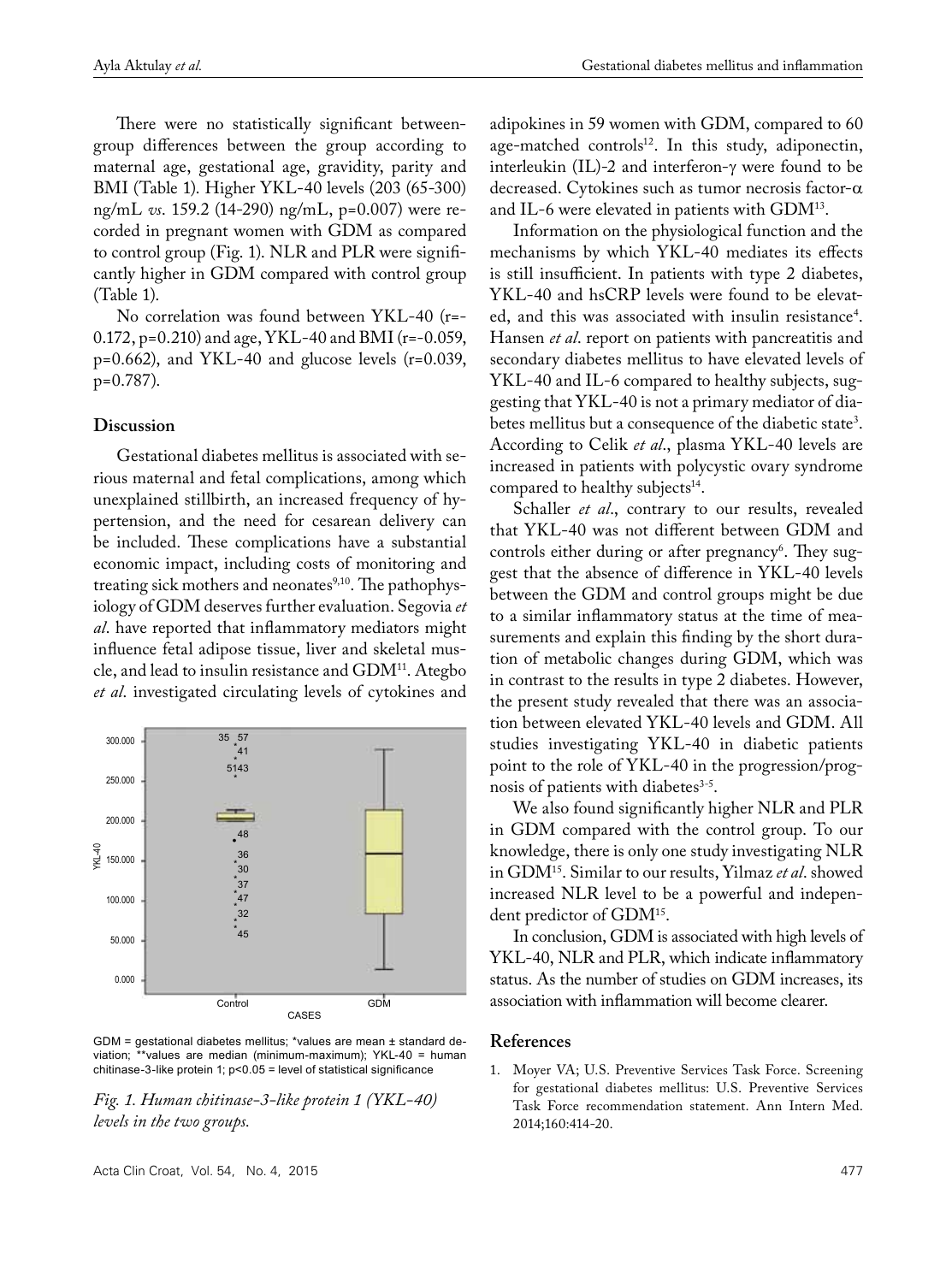There were no statistically significant between-group differences between the group according to maternal age, gestational age, gravidity, parity and BMI (Table 1). Higher YKL-40 levels (203 (65-300) ng/mL *vs*. 159.2 (14-290) ng/mL, p=0.007) were recorded in pregnant women with GDM as compared to control group (Fig. 1). NLR and PLR were significantly higher in GDM compared with control group (Table 1).

No correlation was found between YKL-40 (r=-0.172, p=0.210) and age, YKL-40 and BMI (r=-0.059, p=0.662), and YKL-40 and glucose levels (r=0.039, p=0.787).

## Discussion

Gestational diabetes mellitus is associated with serious maternal and fetal complications, among which unexplained stillbirth, an increased frequency of hypertension, and the need for cesarean delivery can be included. These complications have a substantial economic impact, including costs of monitoring and treating sick mothers and neonates[9,10]. The pathophysiology of GDM deserves further evaluation. Segovia *et al*. have reported that inflammatory mediators might influence fetal adipose tissue, liver and skeletal muscle, and lead to insulin resistance and GDM[11]. Ategbo *et al*. investigated circulating levels of cytokines and adipokines in 59 women with GDM, compared to 60 age-matched controls[12]. In this study, adiponectin, interleukin (IL)-2 and interferon-γ were found to be decreased. Cytokines such as tumor necrosis factor-α and IL-6 were elevated in patients with GDM[13].

Information on the physiological function and the mechanisms by which YKL-40 mediates its effects is still insufficient. In patients with type 2 diabetes, YKL-40 and hsCRP levels were found to be elevated, and this was associated with insulin resistance[4]. Hansen *et al*. report on patients with pancreatitis and secondary diabetes mellitus to have elevated levels of YKL-40 and IL-6 compared to healthy subjects, suggesting that YKL-40 is not a primary mediator of diabetes mellitus but a consequence of the diabetic state[3]. According to Celik *et al*., plasma YKL-40 levels are increased in patients with polycystic ovary syndrome compared to healthy subjects[14].

Schaller *et al*., contrary to our results, revealed that YKL-40 was not different between GDM and controls either during or after pregnancy[6]. They suggest that the absence of difference in YKL-40 levels between the GDM and control groups might be due to a similar inflammatory status at the time of measurements and explain this finding by the short duration of metabolic changes during GDM, which was in contrast to the results in type 2 diabetes. However, the present study revealed that there was an association between elevated YKL-40 levels and GDM. All studies investigating YKL-40 in diabetic patients point to the role of YKL-40 in the progression/prognosis of patients with diabetes[3-5].

We also found significantly higher NLR and PLR in GDM compared with the control group. To our knowledge, there is only one study investigating NLR in GDM[15]. Similar to our results, Yilmaz *et al*. showed increased NLR level to be a powerful and independent predictor of GDM[15].

In conclusion, GDM is associated with high levels of YKL-40, NLR and PLR, which indicate inflammatory status. As the number of studies on GDM increases, its association with inflammation will become clearer.

GDM = gestational diabetes mellitus; *values are mean ± standard deviation; **values are median (minimum-maximum); YKL-40 = human chitinase-3-like protein 1; p<0.05 = level of statistical significance

*Fig. 1. Human chitinase-3-like protein 1 (YKL-40) levels in the two groups.*

## References

1. Moyer VA; U.S. Preventive Services Task Force. Screening for gestational diabetes mellitus: U.S. Preventive Services Task Force recommendation statement. Ann Intern Med. 2014;160:414-20.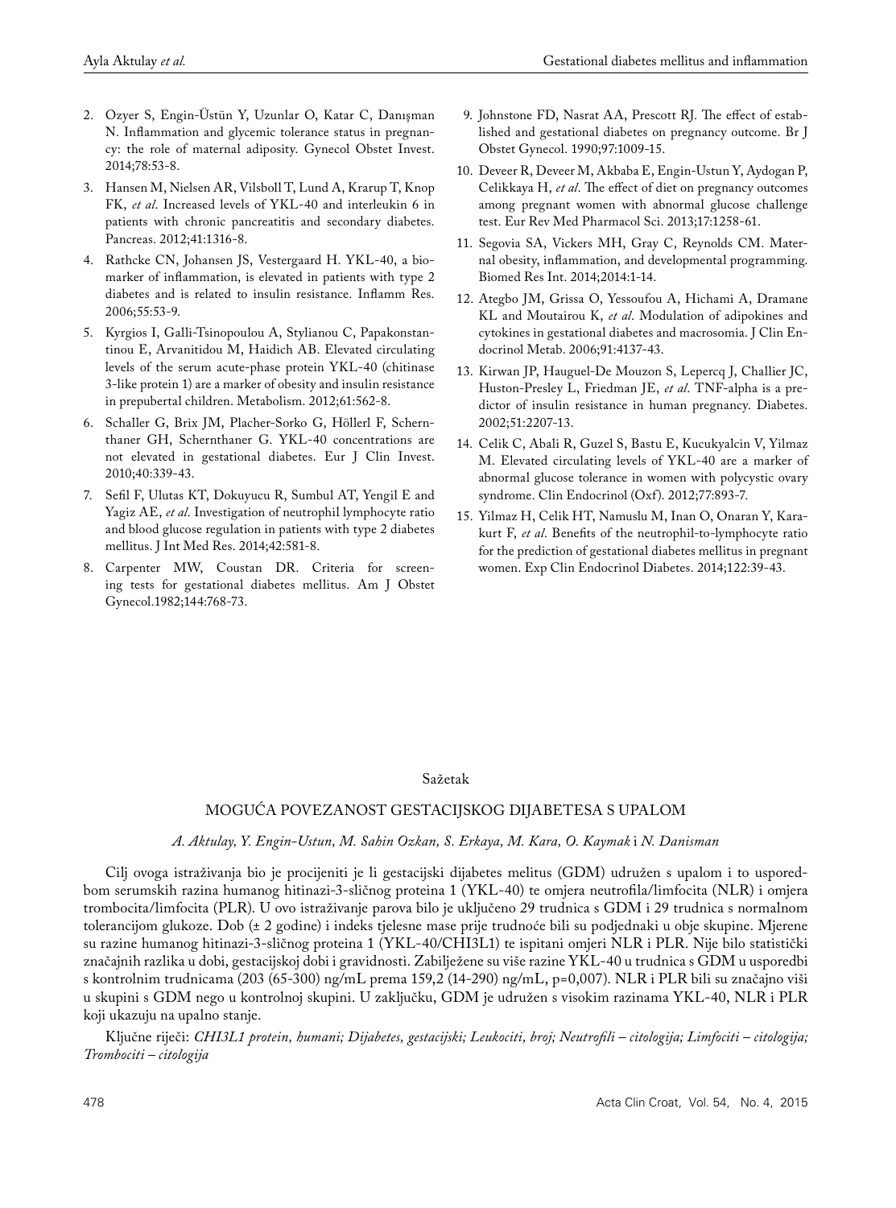2. Ozyer S, Engin-Üstün Y, Uzunlar O, Katar C, Danışman N. Inflammation and glycemic tolerance status in pregnancy: the role of maternal adiposity. Gynecol Obstet Invest. 2014;78:53-8.
3. Hansen M, Nielsen AR, Vilsboll T, Lund A, Krarup T, Knop FK, *et al*. Increased levels of YKL-40 and interleukin 6 in patients with chronic pancreatitis and secondary diabetes. Pancreas. 2012;41:1316-8.
4. Rathcke CN, Johansen JS, Vestergaard H. YKL-40, a biomarker of inflammation, is elevated in patients with type 2 diabetes and is related to insulin resistance. Inflamm Res. 2006;55:53-9.
5. Kyrgios I, Galli-Tsinopoulou A, Stylianou C, Papakonstantinou E, Arvanitidou M, Haidich AB. Elevated circulating levels of the serum acute-phase protein YKL-40 (chitinase 3-like protein 1) are a marker of obesity and insulin resistance in prepubertal children. Metabolism. 2012;61:562-8.
6. Schaller G, Brix JM, Placher-Sorko G, Höllerl F, Schernthaner GH, Schernthaner G. YKL-40 concentrations are not elevated in gestational diabetes. Eur J Clin Invest. 2010;40:339-43.
7. Sefil F, Ulutas KT, Dokuyucu R, Sumbul AT, Yengil E and Yagiz AE, *et al*. Investigation of neutrophil lymphocyte ratio and blood glucose regulation in patients with type 2 diabetes mellitus. J Int Med Res. 2014;42:581-8.
8. Carpenter MW, Coustan DR. Criteria for screening tests for gestational diabetes mellitus. Am J Obstet Gynecol.1982;144:768-73.
9. Johnstone FD, Nasrat AA, Prescott RJ. The effect of established and gestational diabetes on pregnancy outcome. Br J Obstet Gynecol. 1990;97:1009-15.
10. Deveer R, Deveer M, Akbaba E, Engin-Ustun Y, Aydogan P, Celikkaya H, *et al*. The effect of diet on pregnancy outcomes among pregnant women with abnormal glucose challenge test. Eur Rev Med Pharmacol Sci. 2013;17:1258-61.
11. Segovia SA, Vickers MH, Gray C, Reynolds CM. Maternal obesity, inflammation, and developmental programming. Biomed Res Int. 2014;2014:1-14.
12. Ategbo JM, Grissa O, Yessoufou A, Hichami A, Dramane KL and Moutairou K, *et al*. Modulation of adipokines and cytokines in gestational diabetes and macrosomia. J Clin Endocrinol Metab. 2006;91:4137-43.
13. Kirwan JP, Hauguel-De Mouzon S, Lepercq J, Challier JC, Huston-Presley L, Friedman JE, *et al*. TNF-alpha is a predictor of insulin resistance in human pregnancy. Diabetes. 2002;51:2207-13.
14. Celik C, Abali R, Guzel S, Bastu E, Kucukyalcin V, Yilmaz M. Elevated circulating levels of YKL-40 are a marker of abnormal glucose tolerance in women with polycystic ovary syndrome. Clin Endocrinol (Oxf). 2012;77:893-7.
15. Yilmaz H, Celik HT, Namuslu M, Inan O, Onaran Y, Karakurt F, *et al*. Benefits of the neutrophil-to-lymphocyte ratio for the prediction of gestational diabetes mellitus in pregnant women. Exp Clin Endocrinol Diabetes. 2014;122:39-43.

## Sažetak

## MOGUĆA POVEZANOST GESTACIJSKOG DIJABETESA S UPALOM

*A. Aktulay, Y. Engin-Ustun, M. Sahin Ozkan, S. Erkaya, M. Kara, O. Kaymak* i *N. Danisman*

Cilj ovoga istraživanja bio je procijeniti je li gestacijski dijabetes melitus (GDM) udružen s upalom i to usporedbom serumskih razina humanog hitinazi-3-sličnog proteina 1 (YKL-40) te omjera neutrofila/limfocita (NLR) i omjera trombocita/limfocita (PLR). U ovo istraživanje parova bilo je uključeno 29 trudnica s GDM i 29 trudnica s normalnom tolerancijom glukoze. Dob (± 2 godine) i indeks tjelesne mase prije trudnoće bili su podjednaki u obje skupine. Mjerene su razine humanog hitinazi-3-sličnog proteina 1 (YKL-40/CHI3L1) te ispitani omjeri NLR i PLR. Nije bilo statistički značajnih razlika u dobi, gestacijskoj dobi i gravidnosti. Zabilježene su više razine YKL-40 u trudnica s GDM u usporedbi s kontrolnim trudnicama (203 (65-300) ng/mL prema 159,2 (14-290) ng/mL, p=0,007). NLR i PLR bili su značajno viši u skupini s GDM nego u kontrolnoj skupini. U zaključku, GDM je udružen s visokim razinama YKL-40, NLR i PLR koji ukazuju na upalno stanje.

Ključne riječi: *CHI3L1 protein, humani; Dijabetes, gestacijski; Leukociti, broj; Neutrofili – citologija; Limfociti – citologija; Trombociti – citologija*